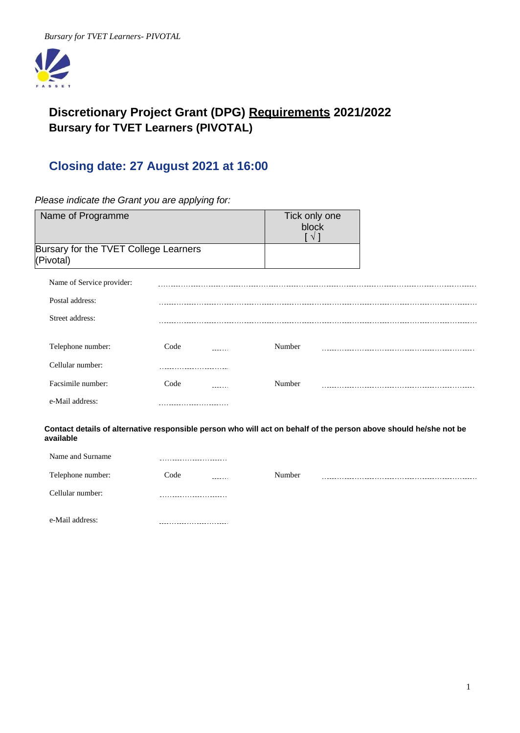# Discretionary Project Grant (DPG) Requirements 2021/2022
## Bursary for TVET Learners (PIVOTAL)

## Closing date: 27 August 2021 at 16:00

*Please indicate the Grant you are applying for:*

| Name of Programme | Tick only one block [ √ ] |
|---|---|
| Bursary for the TVET College Learners (Pivotal) | |

Name of Service provider: ..............................................................

Postal address: ..............................................................

Street address: ..............................................................

Telephone number: Code ...... Number ..............................

Cellular number: ..............................

Facsimile number: Code ...... Number ..............................

e-Mail address: ..............................

**Contact details of alternative responsible person who will act on behalf of the person above should he/she not be available**

Name and Surname ..............................

Telephone number: Code ...... Number ..............................

Cellular number: ..............................

e-Mail address: ..............................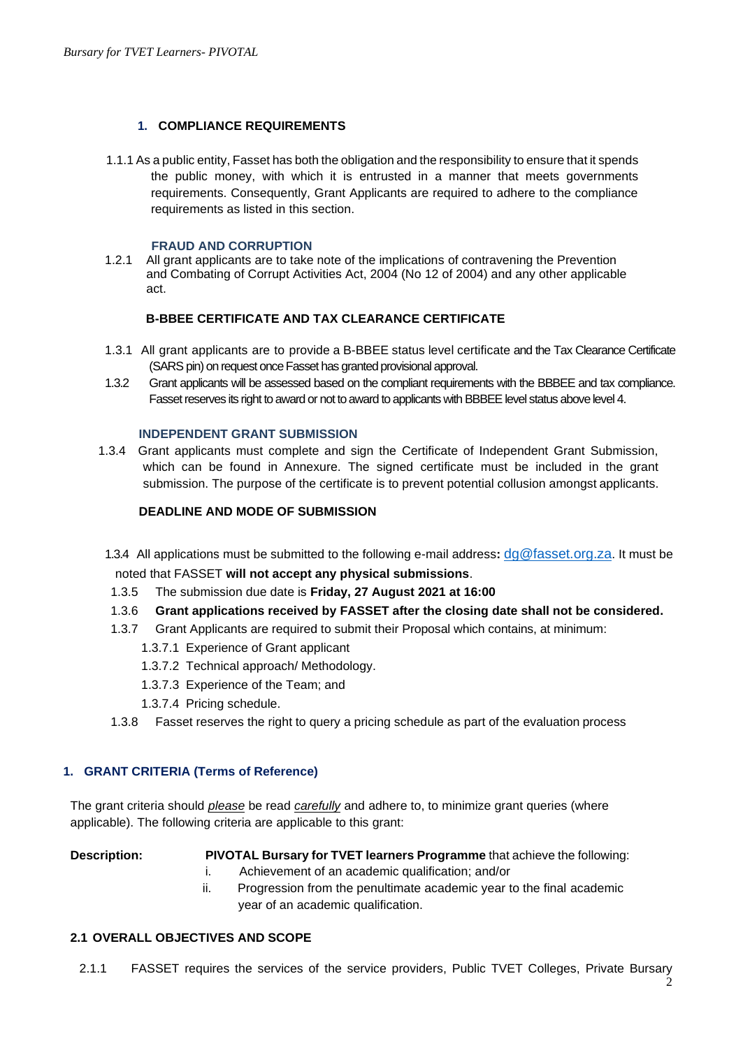## 1. COMPLIANCE REQUIREMENTS

1.1.1 As a public entity, Fasset has both the obligation and the responsibility to ensure that it spends the public money, with which it is entrusted in a manner that meets governments requirements. Consequently, Grant Applicants are required to adhere to the compliance requirements as listed in this section.

### FRAUD AND CORRUPTION

1.2.1 All grant applicants are to take note of the implications of contravening the Prevention and Combating of Corrupt Activities Act, 2004 (No 12 of 2004) and any other applicable act.

### B-BBEE CERTIFICATE AND TAX CLEARANCE CERTIFICATE

1.3.1 All grant applicants are to provide a B-BBEE status level certificate and the Tax Clearance Certificate (SARS pin) on request once Fasset has granted provisional approval.

1.3.2 Grant applicants will be assessed based on the compliant requirements with the BBBEE and tax compliance. Fasset reserves its right to award or not to award to applicants with BBBEE level status above level 4.

### INDEPENDENT GRANT SUBMISSION

1.3.4 Grant applicants must complete and sign the Certificate of Independent Grant Submission, which can be found in Annexure. The signed certificate must be included in the grant submission. The purpose of the certificate is to prevent potential collusion amongst applicants.

### DEADLINE AND MODE OF SUBMISSION

1.3.4 All applications must be submitted to the following e-mail address**:** dg@fasset.org.za. It must be noted that FASSET **will not accept any physical submissions**.

1.3.5 The submission due date is **Friday, 27 August 2021 at 16:00**

1.3.6 **Grant applications received by FASSET after the closing date shall not be considered.**

1.3.7 Grant Applicants are required to submit their Proposal which contains, at minimum:

- 1.3.7.1 Experience of Grant applicant
- 1.3.7.2 Technical approach/ Methodology.
- 1.3.7.3 Experience of the Team; and
- 1.3.7.4 Pricing schedule.

1.3.8 Fasset reserves the right to query a pricing schedule as part of the evaluation process

## 1. GRANT CRITERIA (Terms of Reference)

The grant criteria should *please* be read *carefully* and adhere to, to minimize grant queries (where applicable). The following criteria are applicable to this grant:

**Description:** **PIVOTAL Bursary for TVET learners Programme** that achieve the following:

- i. Achievement of an academic qualification; and/or
- ii. Progression from the penultimate academic year to the final academic year of an academic qualification.

### 2.1 OVERALL OBJECTIVES AND SCOPE

2.1.1 FASSET requires the services of the service providers, Public TVET Colleges, Private Bursary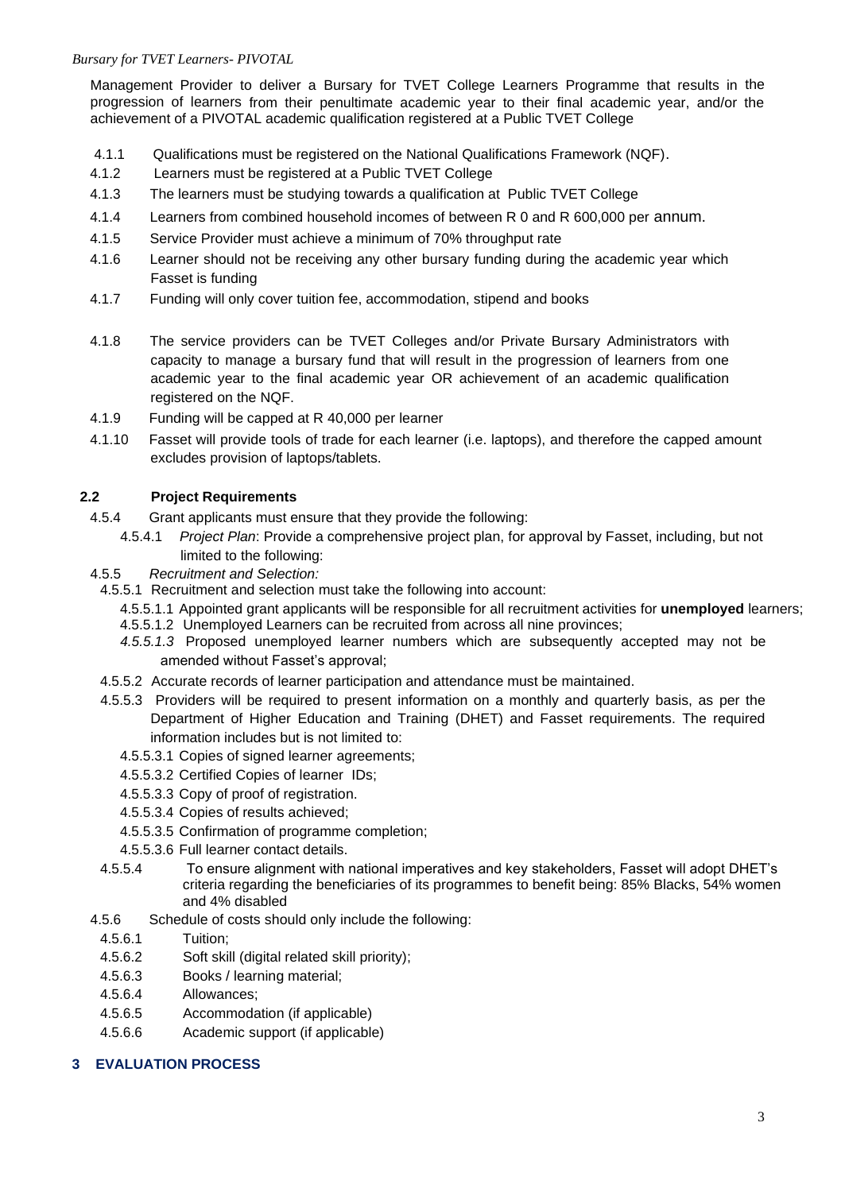Management Provider to deliver a Bursary for TVET College Learners Programme that results in the progression of learners from their penultimate academic year to their final academic year, and/or the achievement of a PIVOTAL academic qualification registered at a Public TVET College

- 4.1.1 Qualifications must be registered on the National Qualifications Framework (NQF).
- 4.1.2 Learners must be registered at a Public TVET College
- 4.1.3 The learners must be studying towards a qualification at Public TVET College
- 4.1.4 Learners from combined household incomes of between R 0 and R 600,000 per annum.
- 4.1.5 Service Provider must achieve a minimum of 70% throughput rate
- 4.1.6 Learner should not be receiving any other bursary funding during the academic year which Fasset is funding
- 4.1.7 Funding will only cover tuition fee, accommodation, stipend and books
- 4.1.8 The service providers can be TVET Colleges and/or Private Bursary Administrators with capacity to manage a bursary fund that will result in the progression of learners from one academic year to the final academic year OR achievement of an academic qualification registered on the NQF.
- 4.1.9 Funding will be capped at R 40,000 per learner
- 4.1.10 Fasset will provide tools of trade for each learner (i.e. laptops), and therefore the capped amount excludes provision of laptops/tablets.

## 2.2 Project Requirements

- 4.5.4 Grant applicants must ensure that they provide the following:
  - 4.5.4.1 *Project Plan*: Provide a comprehensive project plan, for approval by Fasset, including, but not limited to the following:
- 4.5.5 *Recruitment and Selection:*
  - 4.5.5.1 Recruitment and selection must take the following into account:
    - 4.5.5.1.1 Appointed grant applicants will be responsible for all recruitment activities for **unemployed** learners;
    - 4.5.5.1.2 Unemployed Learners can be recruited from across all nine provinces;
    - *4.5.5.1.3* Proposed unemployed learner numbers which are subsequently accepted may not be amended without Fasset's approval;
  - 4.5.5.2 Accurate records of learner participation and attendance must be maintained.
  - 4.5.5.3 Providers will be required to present information on a monthly and quarterly basis, as per the Department of Higher Education and Training (DHET) and Fasset requirements. The required information includes but is not limited to:
    - 4.5.5.3.1 Copies of signed learner agreements;
    - 4.5.5.3.2 Certified Copies of learner IDs;
    - 4.5.5.3.3 Copy of proof of registration.
    - 4.5.5.3.4 Copies of results achieved;
    - 4.5.5.3.5 Confirmation of programme completion;
    - 4.5.5.3.6 Full learner contact details.
  - 4.5.5.4 To ensure alignment with national imperatives and key stakeholders, Fasset will adopt DHET's criteria regarding the beneficiaries of its programmes to benefit being: 85% Blacks, 54% women and 4% disabled
- 4.5.6 Schedule of costs should only include the following:
  - 4.5.6.1 Tuition;
  - 4.5.6.2 Soft skill (digital related skill priority);
  - 4.5.6.3 Books / learning material;
  - 4.5.6.4 Allowances;
  - 4.5.6.5 Accommodation (if applicable)
  - 4.5.6.6 Academic support (if applicable)

## 3 EVALUATION PROCESS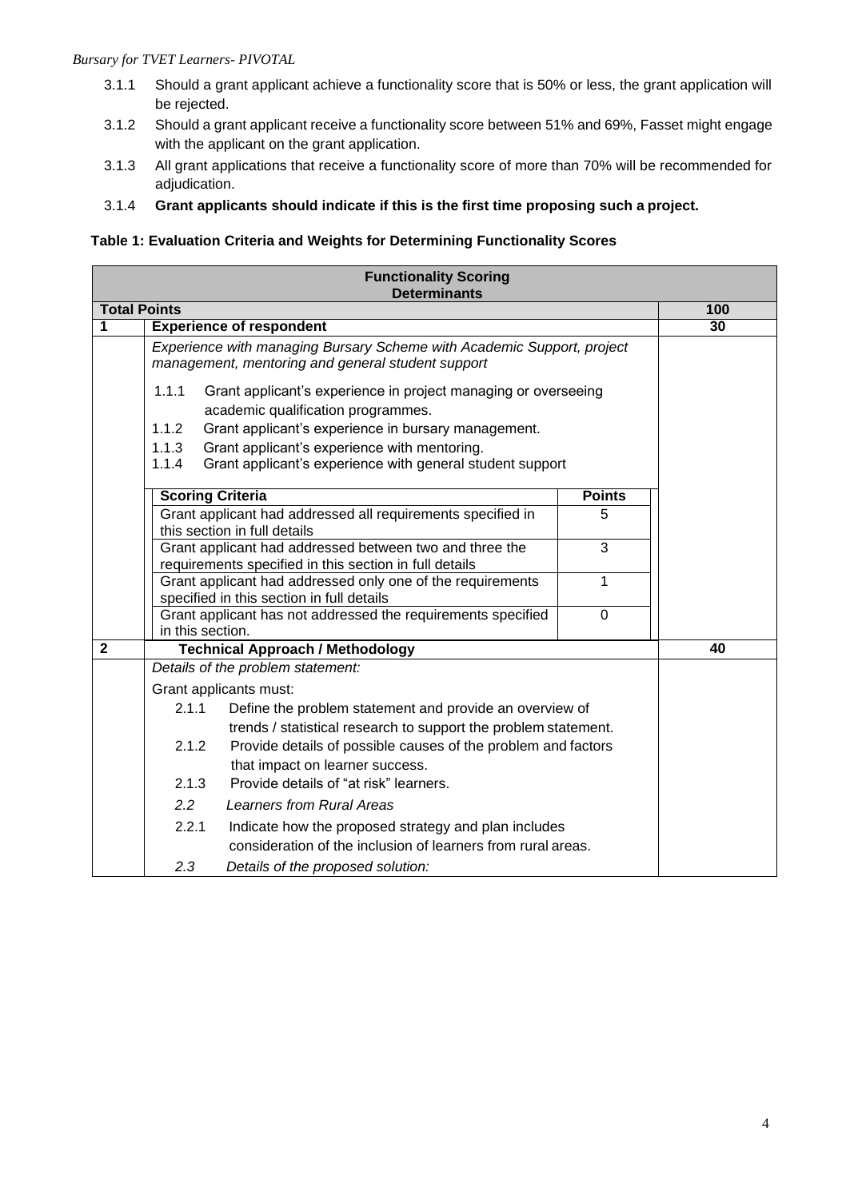3.1.1 Should a grant applicant achieve a functionality score that is 50% or less, the grant application will be rejected.

3.1.2 Should a grant applicant receive a functionality score between 51% and 69%, Fasset might engage with the applicant on the grant application.

3.1.3 All grant applications that receive a functionality score of more than 70% will be recommended for adjudication.

3.1.4 **Grant applicants should indicate if this is the first time proposing such a project.**

**Table 1: Evaluation Criteria and Weights for Determining Functionality Scores**

| **Functionality Scoring Determinants** | | |
|---|---|---|
| **Total Points** | | **100** |
| **1** | **Experience of respondent** | **30** |
| | *Experience with managing Bursary Scheme with Academic Support, project management, mentoring and general student support*<br><br>1.1.1 Grant applicant's experience in project managing or overseeing academic qualification programmes.<br>1.1.2 Grant applicant's experience in bursary management.<br>1.1.3 Grant applicant's experience with mentoring.<br>1.1.4 Grant applicant's experience with general student support | |
| | **Scoring Criteria** — **Points** | |
| | Grant applicant had addressed all requirements specified in this section in full details — 5 | |
| | Grant applicant had addressed between two and three the requirements specified in this section in full details — 3 | |
| | Grant applicant had addressed only one of the requirements specified in this section in full details — 1 | |
| | Grant applicant has not addressed the requirements specified in this section. — 0 | |
| **2** | **Technical Approach / Methodology** | **40** |
| | *Details of the problem statement:*<br><br>Grant applicants must:<br>2.1.1 Define the problem statement and provide an overview of trends / statistical research to support the problem statement.<br>2.1.2 Provide details of possible causes of the problem and factors that impact on learner success.<br>2.1.3 Provide details of "at risk" learners.<br>*2.2 Learners from Rural Areas*<br>2.2.1 Indicate how the proposed strategy and plan includes consideration of the inclusion of learners from rural areas.<br>*2.3 Details of the proposed solution:* | |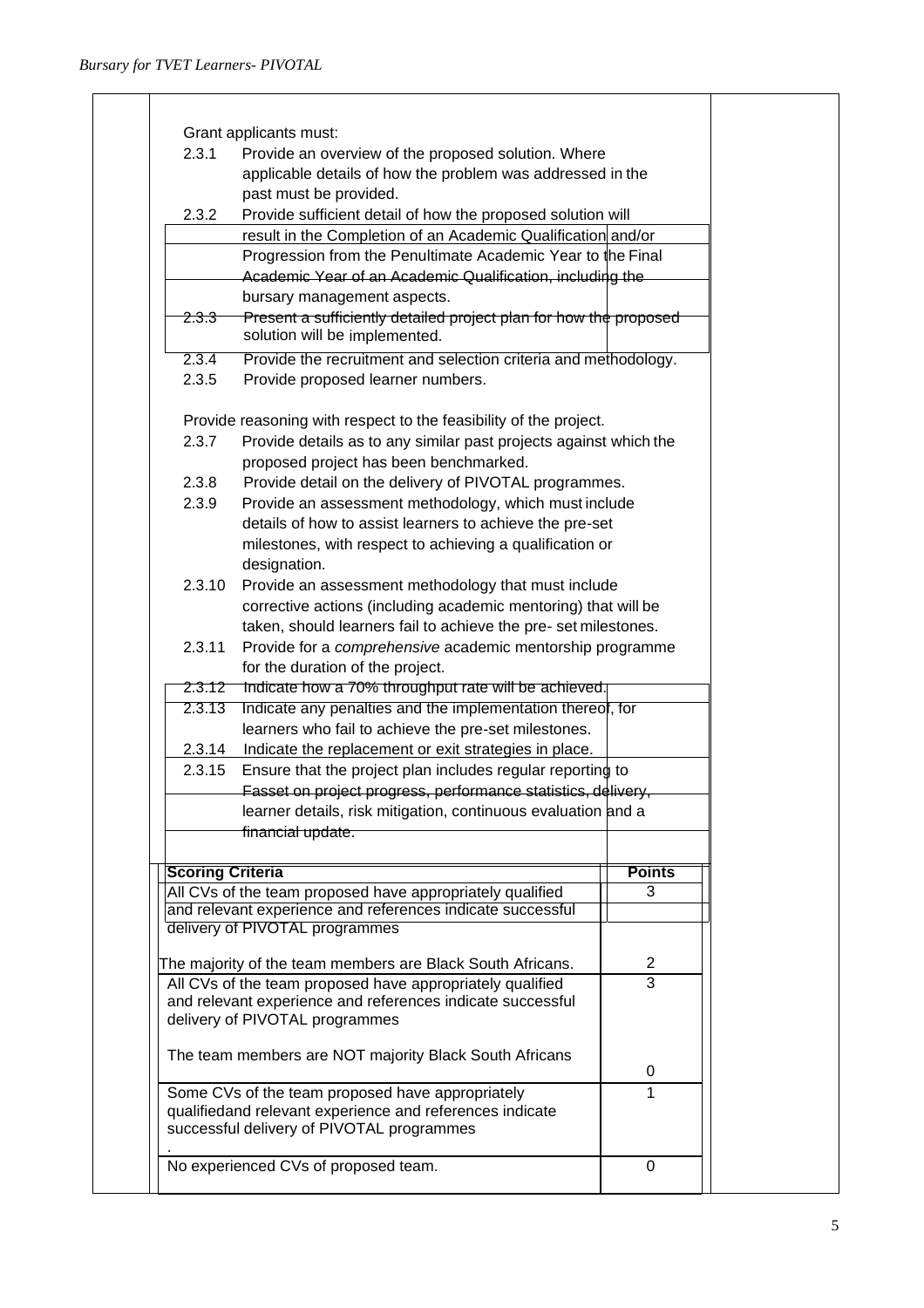Grant applicants must:

2.3.1 Provide an overview of the proposed solution. Where applicable details of how the problem was addressed in the past must be provided.

2.3.2 Provide sufficient detail of how the proposed solution will result in the Completion of an Academic Qualification and/or Progression from the Penultimate Academic Year to the Final Academic Year of an Academic Qualification, including the bursary management aspects.

2.3.3 Present a sufficiently detailed project plan for how the proposed solution will be implemented.

2.3.4 Provide the recruitment and selection criteria and methodology.

2.3.5 Provide proposed learner numbers.

Provide reasoning with respect to the feasibility of the project.

2.3.7 Provide details as to any similar past projects against which the proposed project has been benchmarked.

2.3.8 Provide detail on the delivery of PIVOTAL programmes.

2.3.9 Provide an assessment methodology, which must include details of how to assist learners to achieve the pre-set milestones, with respect to achieving a qualification or designation.

2.3.10 Provide an assessment methodology that must include corrective actions (including academic mentoring) that will be taken, should learners fail to achieve the pre- set milestones.

2.3.11 Provide for a *comprehensive* academic mentorship programme for the duration of the project.

2.3.12 Indicate how a 70% throughput rate will be achieved.

2.3.13 Indicate any penalties and the implementation thereof, for learners who fail to achieve the pre-set milestones.

2.3.14 Indicate the replacement or exit strategies in place.

2.3.15 Ensure that the project plan includes regular reporting to Fasset on project progress, performance statistics, delivery, learner details, risk mitigation, continuous evaluation and a financial update.

| Scoring Criteria | Points |
|---|---|
| All CVs of the team proposed have appropriately qualified and relevant experience and references indicate successful delivery of PIVOTAL programmes<br><br>The majority of the team members are Black South Africans. | 3<br><br>2 |
| All CVs of the team proposed have appropriately qualified and relevant experience and references indicate successful delivery of PIVOTAL programmes<br><br>The team members are NOT majority Black South Africans | 3<br><br>0 |
| Some CVs of the team proposed have appropriately qualifiedand relevant experience and references indicate successful delivery of PIVOTAL programmes<br>. | 1 |
| No experienced CVs of proposed team. | 0 |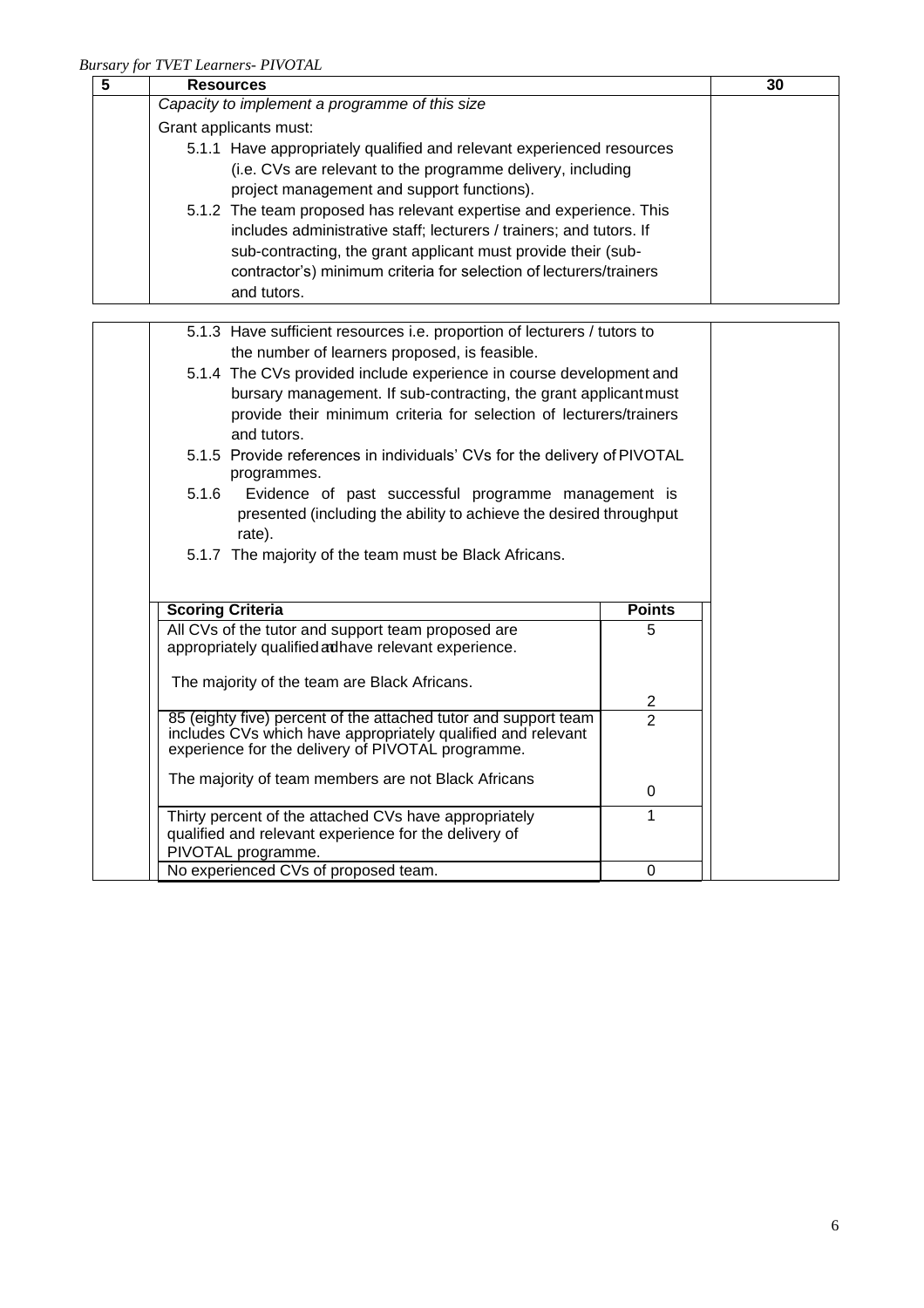| 5 | Resources | 30 |
|---|---|---|
| | *Capacity to implement a programme of this size* | |
| | Grant applicants must: | |
| | 5.1.1 Have appropriately qualified and relevant experienced resources (i.e. CVs are relevant to the programme delivery, including project management and support functions). | |
| | 5.1.2 The team proposed has relevant expertise and experience. This includes administrative staff; lecturers / trainers; and tutors. If sub-contracting, the grant applicant must provide their (sub-contractor's) minimum criteria for selection of lecturers/trainers and tutors. | |
| | 5.1.3 Have sufficient resources i.e. proportion of lecturers / tutors to the number of learners proposed, is feasible. | |
| | 5.1.4 The CVs provided include experience in course development and bursary management. If sub-contracting, the grant applicant must provide their minimum criteria for selection of lecturers/trainers and tutors. | |
| | 5.1.5 Provide references in individuals' CVs for the delivery of PIVOTAL programmes. | |
| | 5.1.6 Evidence of past successful programme management is presented (including the ability to achieve the desired throughput rate). | |
| | 5.1.7 The majority of the team must be Black Africans. | |

| Scoring Criteria | Points |
|---|---|
| All CVs of the tutor and support team proposed are appropriately qualified and have relevant experience.<br><br>The majority of the team are Black Africans. | 5<br><br><br>2 |
| 85 (eighty five) percent of the attached tutor and support team includes CVs which have appropriately qualified and relevant experience for the delivery of PIVOTAL programme.<br><br>The majority of team members are not Black Africans | 2<br><br><br>0 |
| Thirty percent of the attached CVs have appropriately qualified and relevant experience for the delivery of PIVOTAL programme. | 1 |
| No experienced CVs of proposed team. | 0 |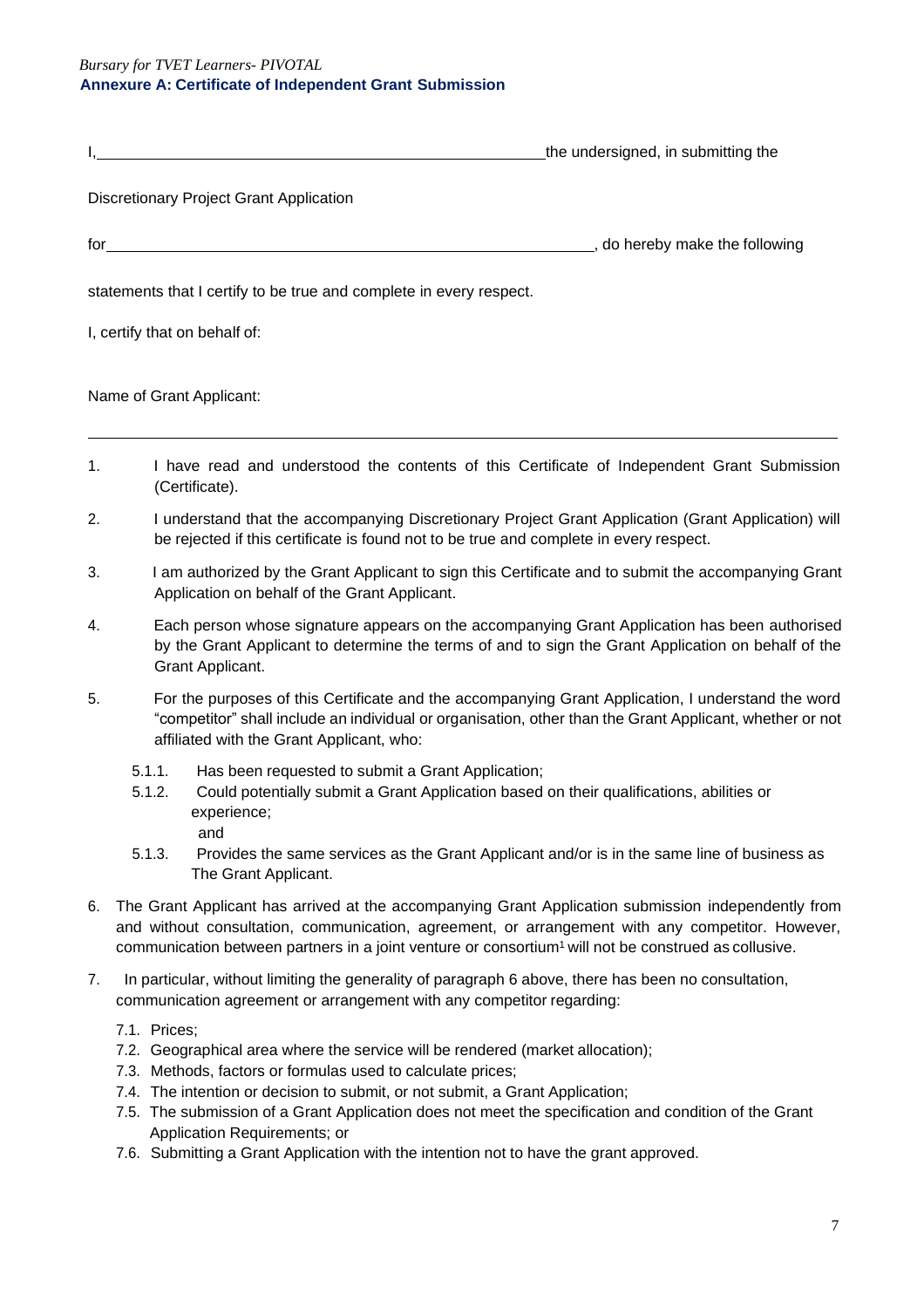*Bursary for TVET Learners- PIVOTAL*

**Annexure A: Certificate of Independent Grant Submission**

I, \_\_\_\_\_\_\_\_\_\_\_\_\_\_\_\_\_\_\_\_\_\_\_\_\_\_\_\_\_\_\_\_\_\_\_\_\_\_\_\_\_\_\_\_\_\_\_\_ the undersigned, in submitting the

Discretionary Project Grant Application

for \_\_\_\_\_\_\_\_\_\_\_\_\_\_\_\_\_\_\_\_\_\_\_\_\_\_\_\_\_\_\_\_\_\_\_\_\_\_\_\_\_\_\_\_\_\_\_\_\_\_\_\_\_\_, do hereby make the following

statements that I certify to be true and complete in every respect.

I, certify that on behalf of:

Name of Grant Applicant:

---

1. I have read and understood the contents of this Certificate of Independent Grant Submission (Certificate).
2. I understand that the accompanying Discretionary Project Grant Application (Grant Application) will be rejected if this certificate is found not to be true and complete in every respect.
3. I am authorized by the Grant Applicant to sign this Certificate and to submit the accompanying Grant Application on behalf of the Grant Applicant.
4. Each person whose signature appears on the accompanying Grant Application has been authorised by the Grant Applicant to determine the terms of and to sign the Grant Application on behalf of the Grant Applicant.
5. For the purposes of this Certificate and the accompanying Grant Application, I understand the word "competitor" shall include an individual or organisation, other than the Grant Applicant, whether or not affiliated with the Grant Applicant, who:
   - 5.1.1. Has been requested to submit a Grant Application;
   - 5.1.2. Could potentially submit a Grant Application based on their qualifications, abilities or experience; and
   - 5.1.3. Provides the same services as the Grant Applicant and/or is in the same line of business as The Grant Applicant.
6. The Grant Applicant has arrived at the accompanying Grant Application submission independently from and without consultation, communication, agreement, or arrangement with any competitor. However, communication between partners in a joint venture or consortium[1] will not be construed as collusive.
7. In particular, without limiting the generality of paragraph 6 above, there has been no consultation, communication agreement or arrangement with any competitor regarding:
   - 7.1. Prices;
   - 7.2. Geographical area where the service will be rendered (market allocation);
   - 7.3. Methods, factors or formulas used to calculate prices;
   - 7.4. The intention or decision to submit, or not submit, a Grant Application;
   - 7.5. The submission of a Grant Application does not meet the specification and condition of the Grant Application Requirements; or
   - 7.6. Submitting a Grant Application with the intention not to have the grant approved.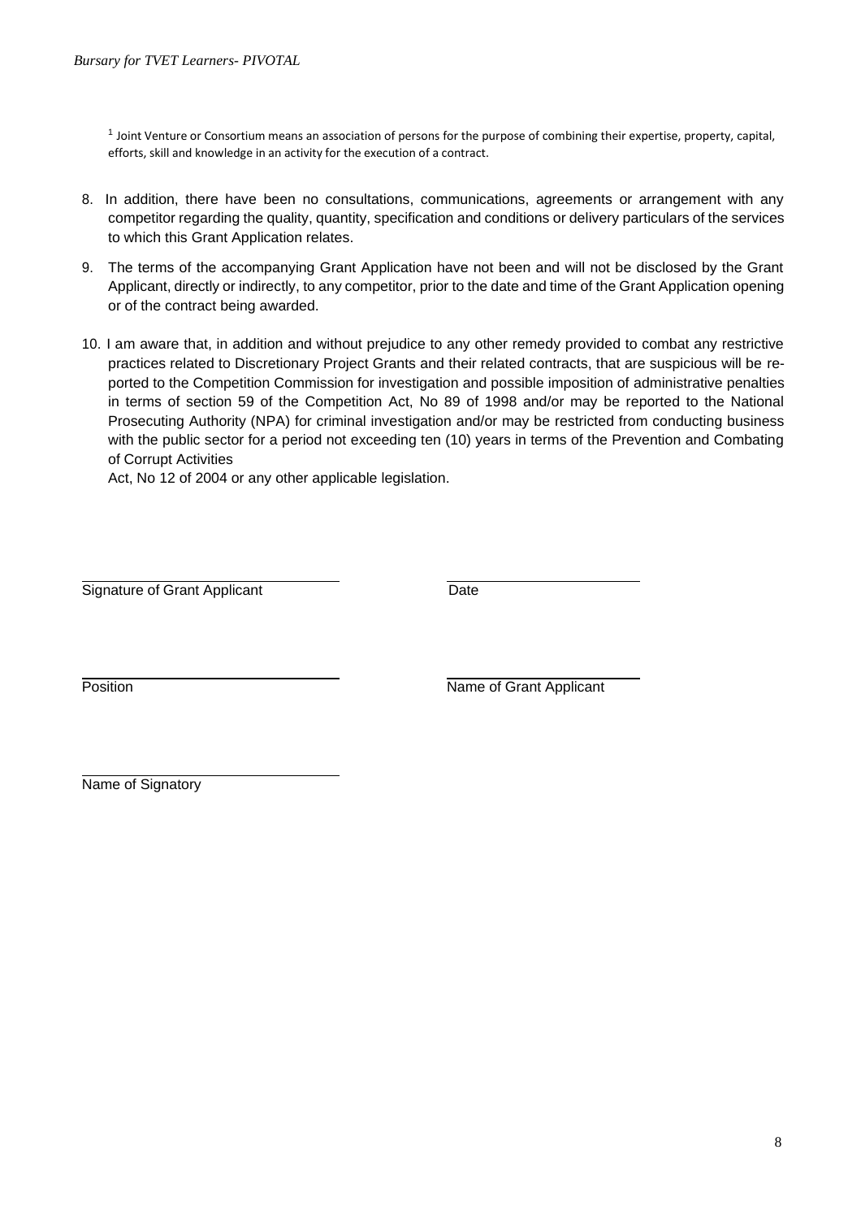[1] Joint Venture or Consortium means an association of persons for the purpose of combining their expertise, property, capital, efforts, skill and knowledge in an activity for the execution of a contract.

8. In addition, there have been no consultations, communications, agreements or arrangement with any competitor regarding the quality, quantity, specification and conditions or delivery particulars of the services to which this Grant Application relates.

9. The terms of the accompanying Grant Application have not been and will not be disclosed by the Grant Applicant, directly or indirectly, to any competitor, prior to the date and time of the Grant Application opening or of the contract being awarded.

10. I am aware that, in addition and without prejudice to any other remedy provided to combat any restrictive practices related to Discretionary Project Grants and their related contracts, that are suspicious will be reported to the Competition Commission for investigation and possible imposition of administrative penalties in terms of section 59 of the Competition Act, No 89 of 1998 and/or may be reported to the National Prosecuting Authority (NPA) for criminal investigation and/or may be restricted from conducting business with the public sector for a period not exceeding ten (10) years in terms of the Prevention and Combating of Corrupt Activities
Act, No 12 of 2004 or any other applicable legislation.

\_\_\_\_\_\_\_\_\_\_\_\_\_\_\_\_\_\_\_\_\_\_\_\_\_\_\_\_\_\_ &nbsp;&nbsp;&nbsp;&nbsp; \_\_\_\_\_\_\_\_\_\_\_\_\_\_\_\_\_\_\_\_\_\_

Signature of Grant Applicant &nbsp;&nbsp;&nbsp;&nbsp; Date

\_\_\_\_\_\_\_\_\_\_\_\_\_\_\_\_\_\_\_\_\_\_\_\_\_\_\_\_\_\_ &nbsp;&nbsp;&nbsp;&nbsp; \_\_\_\_\_\_\_\_\_\_\_\_\_\_\_\_\_\_\_\_\_\_

Position &nbsp;&nbsp;&nbsp;&nbsp; Name of Grant Applicant

\_\_\_\_\_\_\_\_\_\_\_\_\_\_\_\_\_\_\_\_\_\_\_\_\_\_\_\_\_\_

Name of Signatory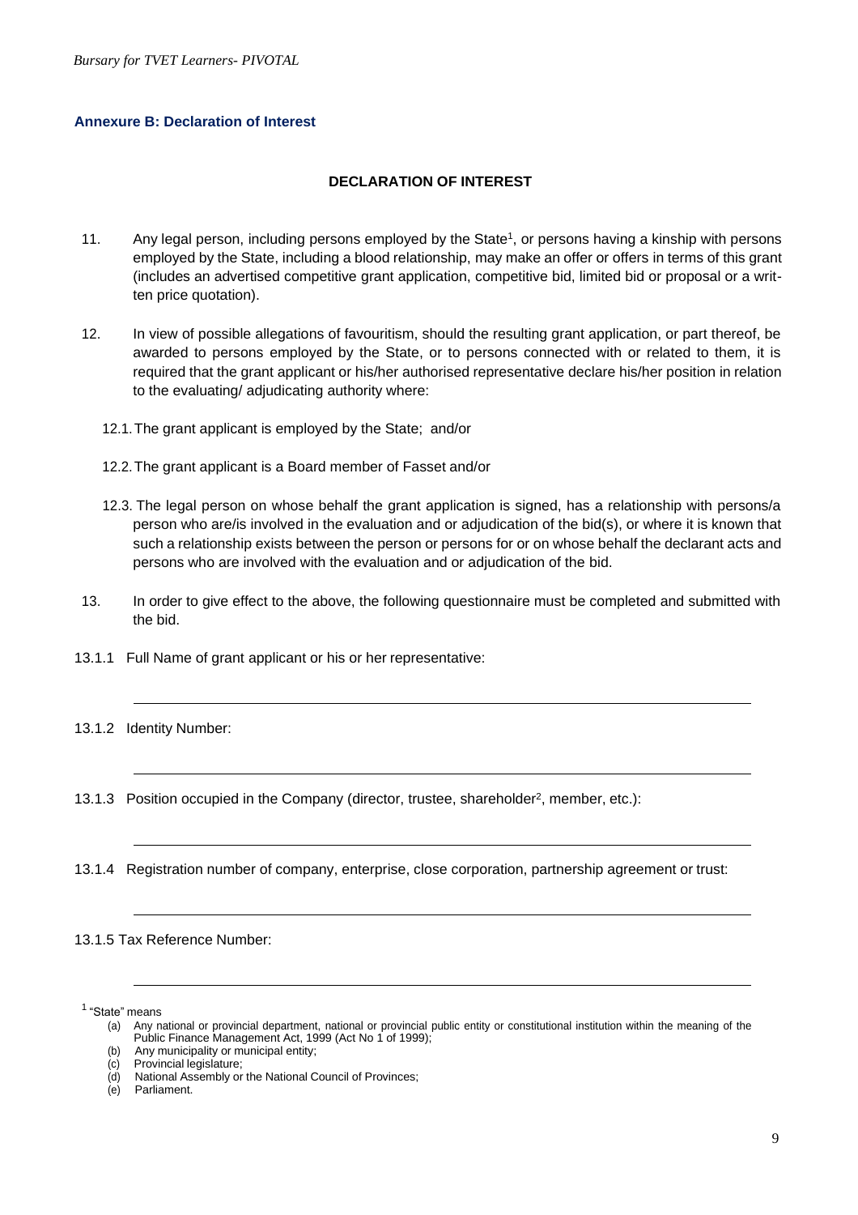## Annexure B: Declaration of Interest

### DECLARATION OF INTEREST

11. Any legal person, including persons employed by the State[1], or persons having a kinship with persons employed by the State, including a blood relationship, may make an offer or offers in terms of this grant (includes an advertised competitive grant application, competitive bid, limited bid or proposal or a written price quotation).

12. In view of possible allegations of favouritism, should the resulting grant application, or part thereof, be awarded to persons employed by the State, or to persons connected with or related to them, it is required that the grant applicant or his/her authorised representative declare his/her position in relation to the evaluating/ adjudicating authority where:

    12.1. The grant applicant is employed by the State; and/or

    12.2. The grant applicant is a Board member of Fasset and/or

    12.3. The legal person on whose behalf the grant application is signed, has a relationship with persons/a person who are/is involved in the evaluation and or adjudication of the bid(s), or where it is known that such a relationship exists between the person or persons for or on whose behalf the declarant acts and persons who are involved with the evaluation and or adjudication of the bid.

13. In order to give effect to the above, the following questionnaire must be completed and submitted with the bid.

13.1.1 Full Name of grant applicant or his or her representative:

______________________________________________________________________

13.1.2 Identity Number:

______________________________________________________________________

13.1.3 Position occupied in the Company (director, trustee, shareholder[2], member, etc.):

______________________________________________________________________

13.1.4 Registration number of company, enterprise, close corporation, partnership agreement or trust:

______________________________________________________________________

13.1.5 Tax Reference Number:

______________________________________________________________________

[1] "State" means

(a) Any national or provincial department, national or provincial public entity or constitutional institution within the meaning of the Public Finance Management Act, 1999 (Act No 1 of 1999);
(b) Any municipality or municipal entity;
(c) Provincial legislature;
(d) National Assembly or the National Council of Provinces;
(e) Parliament.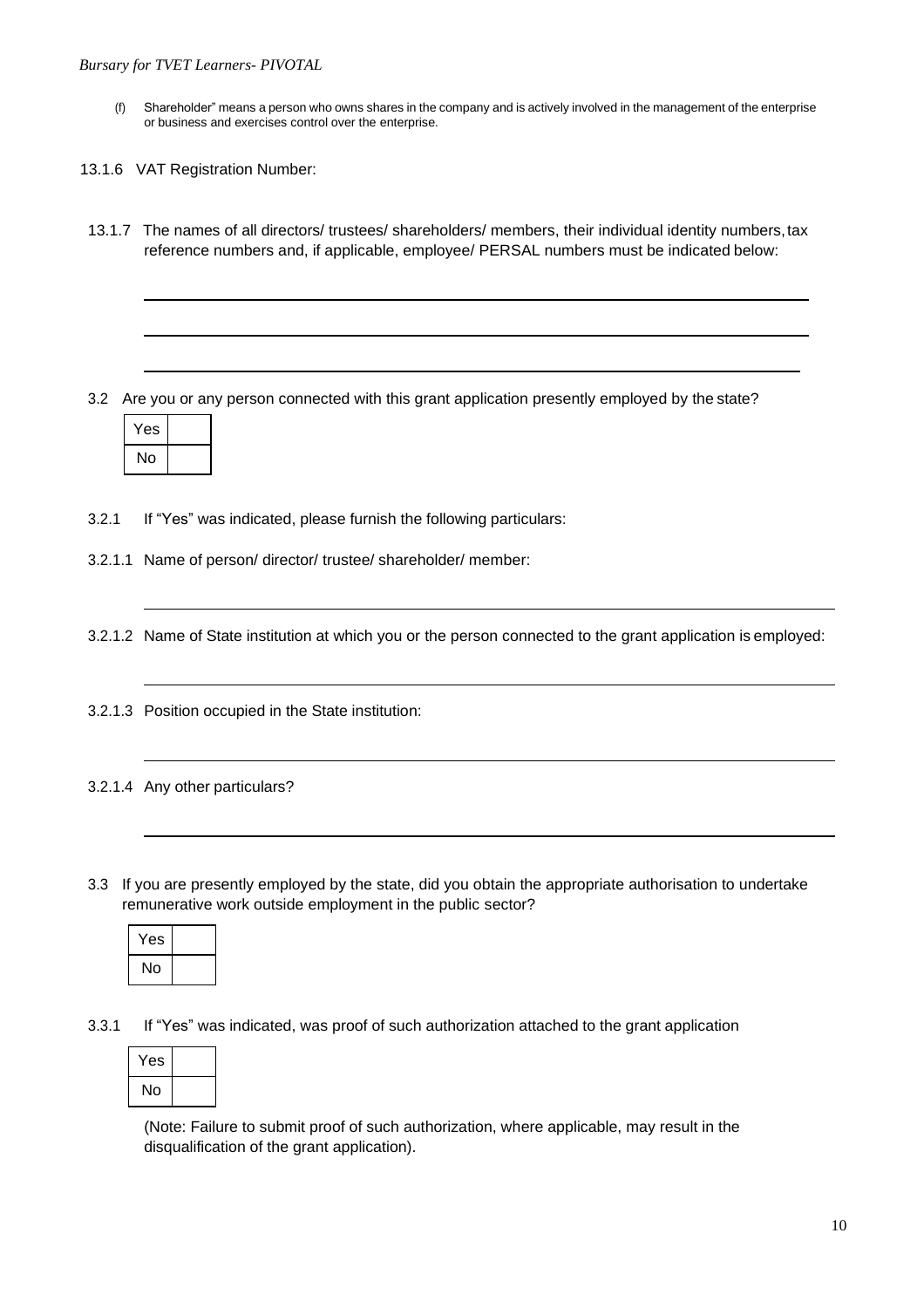(f) Shareholder" means a person who owns shares in the company and is actively involved in the management of the enterprise or business and exercises control over the enterprise.

13.1.6 VAT Registration Number:

13.1.7 The names of all directors/ trustees/ shareholders/ members, their individual identity numbers, tax reference numbers and, if applicable, employee/ PERSAL numbers must be indicated below:

\_\_\_\_\_\_\_\_\_\_\_\_\_\_\_\_\_\_\_\_\_\_\_\_\_\_\_\_\_\_\_\_\_\_\_\_\_\_\_\_\_\_\_\_\_\_\_\_\_\_\_\_\_\_\_\_\_\_\_\_\_\_\_\_\_\_

\_\_\_\_\_\_\_\_\_\_\_\_\_\_\_\_\_\_\_\_\_\_\_\_\_\_\_\_\_\_\_\_\_\_\_\_\_\_\_\_\_\_\_\_\_\_\_\_\_\_\_\_\_\_\_\_\_\_\_\_\_\_\_\_\_\_

\_\_\_\_\_\_\_\_\_\_\_\_\_\_\_\_\_\_\_\_\_\_\_\_\_\_\_\_\_\_\_\_\_\_\_\_\_\_\_\_\_\_\_\_\_\_\_\_\_\_\_\_\_\_\_\_\_\_\_\_\_\_\_\_\_\_

3.2 Are you or any person connected with this grant application presently employed by the state?

| Yes | |
|---|---|
| No | |

3.2.1 If "Yes" was indicated, please furnish the following particulars:

3.2.1.1 Name of person/ director/ trustee/ shareholder/ member:

\_\_\_\_\_\_\_\_\_\_\_\_\_\_\_\_\_\_\_\_\_\_\_\_\_\_\_\_\_\_\_\_\_\_\_\_\_\_\_\_\_\_\_\_\_\_\_\_\_\_\_\_\_\_\_\_\_\_\_\_\_\_\_\_\_\_

3.2.1.2 Name of State institution at which you or the person connected to the grant application is employed:

\_\_\_\_\_\_\_\_\_\_\_\_\_\_\_\_\_\_\_\_\_\_\_\_\_\_\_\_\_\_\_\_\_\_\_\_\_\_\_\_\_\_\_\_\_\_\_\_\_\_\_\_\_\_\_\_\_\_\_\_\_\_\_\_\_\_

3.2.1.3 Position occupied in the State institution:

\_\_\_\_\_\_\_\_\_\_\_\_\_\_\_\_\_\_\_\_\_\_\_\_\_\_\_\_\_\_\_\_\_\_\_\_\_\_\_\_\_\_\_\_\_\_\_\_\_\_\_\_\_\_\_\_\_\_\_\_\_\_\_\_\_\_

3.2.1.4 Any other particulars?

\_\_\_\_\_\_\_\_\_\_\_\_\_\_\_\_\_\_\_\_\_\_\_\_\_\_\_\_\_\_\_\_\_\_\_\_\_\_\_\_\_\_\_\_\_\_\_\_\_\_\_\_\_\_\_\_\_\_\_\_\_\_\_\_\_\_

3.3 If you are presently employed by the state, did you obtain the appropriate authorisation to undertake remunerative work outside employment in the public sector?

| Yes | |
|---|---|
| No | |

3.3.1 If "Yes" was indicated, was proof of such authorization attached to the grant application

| Yes | |
|---|---|
| No | |

(Note: Failure to submit proof of such authorization, where applicable, may result in the disqualification of the grant application).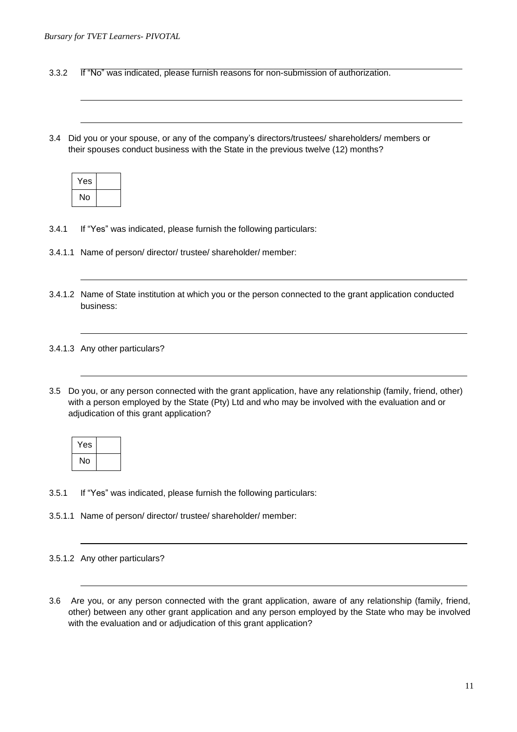3.3.2 If "No" was indicated, please furnish reasons for non-submission of authorization.

3.4 Did you or your spouse, or any of the company's directors/trustees/ shareholders/ members or their spouses conduct business with the State in the previous twelve (12) months?

| Yes | |
|---|---|
| No | |

3.4.1 If "Yes" was indicated, please furnish the following particulars:

3.4.1.1 Name of person/ director/ trustee/ shareholder/ member:

3.4.1.2 Name of State institution at which you or the person connected to the grant application conducted business:

3.4.1.3 Any other particulars?

3.5 Do you, or any person connected with the grant application, have any relationship (family, friend, other) with a person employed by the State (Pty) Ltd and who may be involved with the evaluation and or adjudication of this grant application?

| Yes | |
|---|---|
| No | |

3.5.1 If "Yes" was indicated, please furnish the following particulars:

3.5.1.1 Name of person/ director/ trustee/ shareholder/ member:

3.5.1.2 Any other particulars?

3.6 Are you, or any person connected with the grant application, aware of any relationship (family, friend, other) between any other grant application and any person employed by the State who may be involved with the evaluation and or adjudication of this grant application?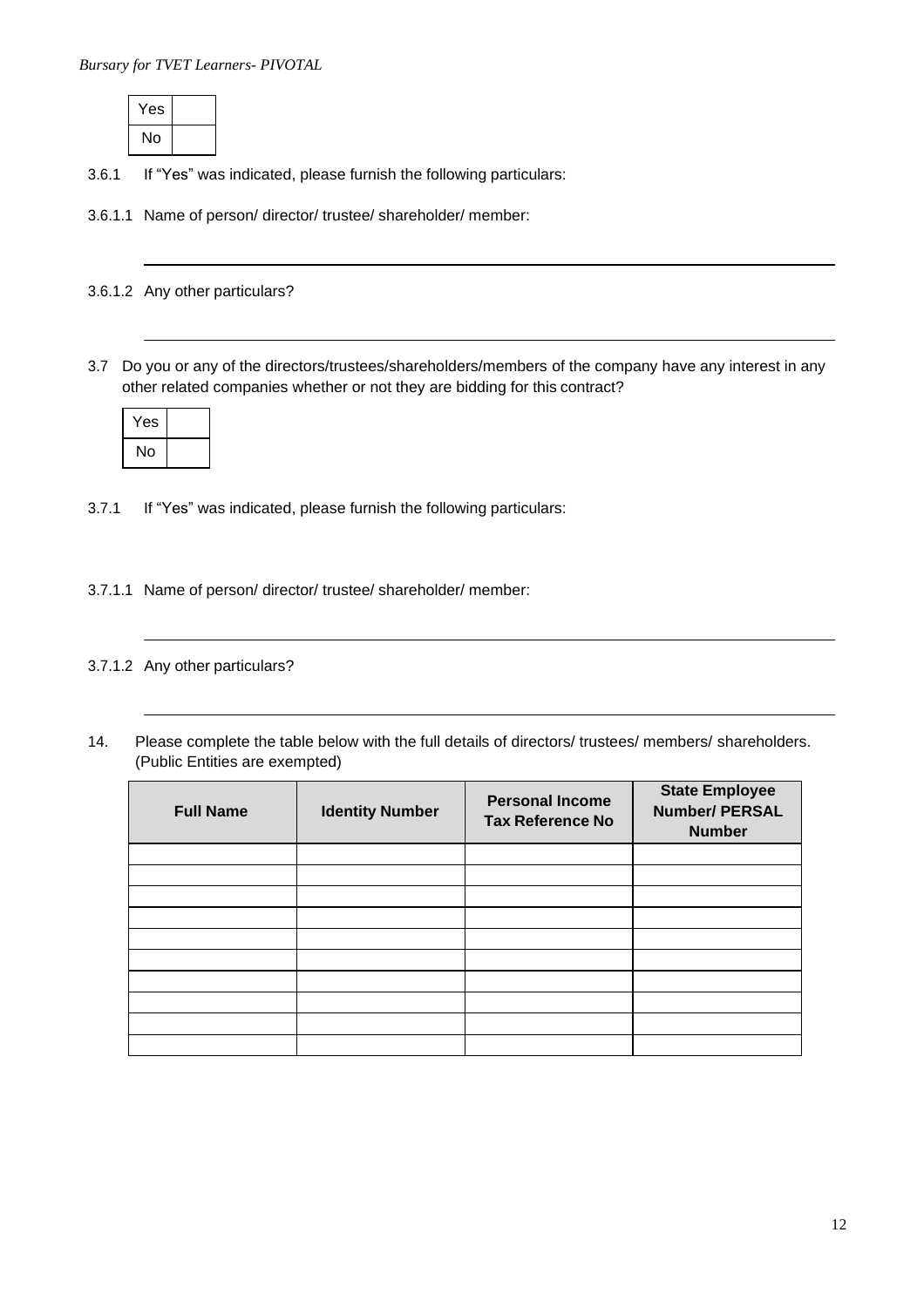| Yes | |
|---|---|
| No | |

3.6.1 If "Yes" was indicated, please furnish the following particulars:

3.6.1.1 Name of person/ director/ trustee/ shareholder/ member:

\_\_\_\_\_\_\_\_\_\_\_\_\_\_\_\_\_\_\_\_\_\_\_\_\_\_\_\_\_\_\_\_\_\_\_\_\_\_\_\_\_\_\_\_\_\_\_\_\_\_\_\_\_\_\_\_\_\_\_\_

3.6.1.2 Any other particulars?

\_\_\_\_\_\_\_\_\_\_\_\_\_\_\_\_\_\_\_\_\_\_\_\_\_\_\_\_\_\_\_\_\_\_\_\_\_\_\_\_\_\_\_\_\_\_\_\_\_\_\_\_\_\_\_\_\_\_\_\_

3.7 Do you or any of the directors/trustees/shareholders/members of the company have any interest in any other related companies whether or not they are bidding for this contract?

| Yes | |
|---|---|
| No | |

3.7.1 If "Yes" was indicated, please furnish the following particulars:

3.7.1.1 Name of person/ director/ trustee/ shareholder/ member:

\_\_\_\_\_\_\_\_\_\_\_\_\_\_\_\_\_\_\_\_\_\_\_\_\_\_\_\_\_\_\_\_\_\_\_\_\_\_\_\_\_\_\_\_\_\_\_\_\_\_\_\_\_\_\_\_\_\_\_\_

3.7.1.2 Any other particulars?

\_\_\_\_\_\_\_\_\_\_\_\_\_\_\_\_\_\_\_\_\_\_\_\_\_\_\_\_\_\_\_\_\_\_\_\_\_\_\_\_\_\_\_\_\_\_\_\_\_\_\_\_\_\_\_\_\_\_\_\_

14. Please complete the table below with the full details of directors/ trustees/ members/ shareholders. (Public Entities are exempted)

| **Full Name** | **Identity Number** | **Personal Income Tax Reference No** | **State Employee Number/ PERSAL Number** |
|---|---|---|---|
| | | | |
| | | | |
| | | | |
| | | | |
| | | | |
| | | | |
| | | | |
| | | | |
| | | | |
| | | | |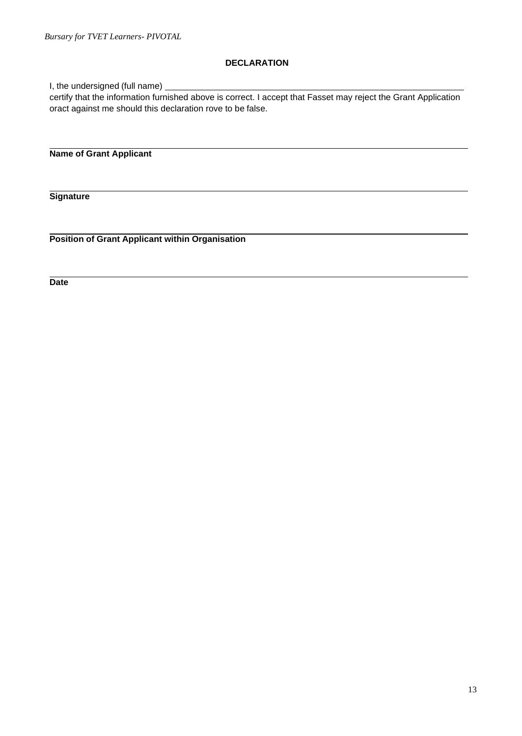**DECLARATION**

I, the undersigned (full name) \_\_\_\_\_\_\_\_\_\_\_\_\_\_\_\_\_\_\_\_\_\_\_\_\_\_\_\_\_\_\_\_\_\_\_\_\_\_\_\_\_\_\_\_\_\_\_\_\_\_\_\_\_\_\_\_\_\_\_\_
certify that the information furnished above is correct. I accept that Fasset may reject the Grant Application oract against me should this declaration rove to be false.

\_\_\_\_\_\_\_\_\_\_\_\_\_\_\_\_\_\_\_\_\_\_\_\_\_\_\_\_\_\_\_\_\_\_\_\_\_\_\_\_\_\_\_\_\_\_\_\_\_\_\_\_\_\_\_\_\_\_\_\_\_\_\_\_\_\_\_\_\_\_\_\_\_\_\_\_\_\_
**Name of Grant Applicant**

\_\_\_\_\_\_\_\_\_\_\_\_\_\_\_\_\_\_\_\_\_\_\_\_\_\_\_\_\_\_\_\_\_\_\_\_\_\_\_\_\_\_\_\_\_\_\_\_\_\_\_\_\_\_\_\_\_\_\_\_\_\_\_\_\_\_\_\_\_\_\_\_\_\_\_\_\_\_
**Signature**

\_\_\_\_\_\_\_\_\_\_\_\_\_\_\_\_\_\_\_\_\_\_\_\_\_\_\_\_\_\_\_\_\_\_\_\_\_\_\_\_\_\_\_\_\_\_\_\_\_\_\_\_\_\_\_\_\_\_\_\_\_\_\_\_\_\_\_\_\_\_\_\_\_\_\_\_\_\_
**Position of Grant Applicant within Organisation**

\_\_\_\_\_\_\_\_\_\_\_\_\_\_\_\_\_\_\_\_\_\_\_\_\_\_\_\_\_\_\_\_\_\_\_\_\_\_\_\_\_\_\_\_\_\_\_\_\_\_\_\_\_\_\_\_\_\_\_\_\_\_\_\_\_\_\_\_\_\_\_\_\_\_\_\_\_\_
**Date**